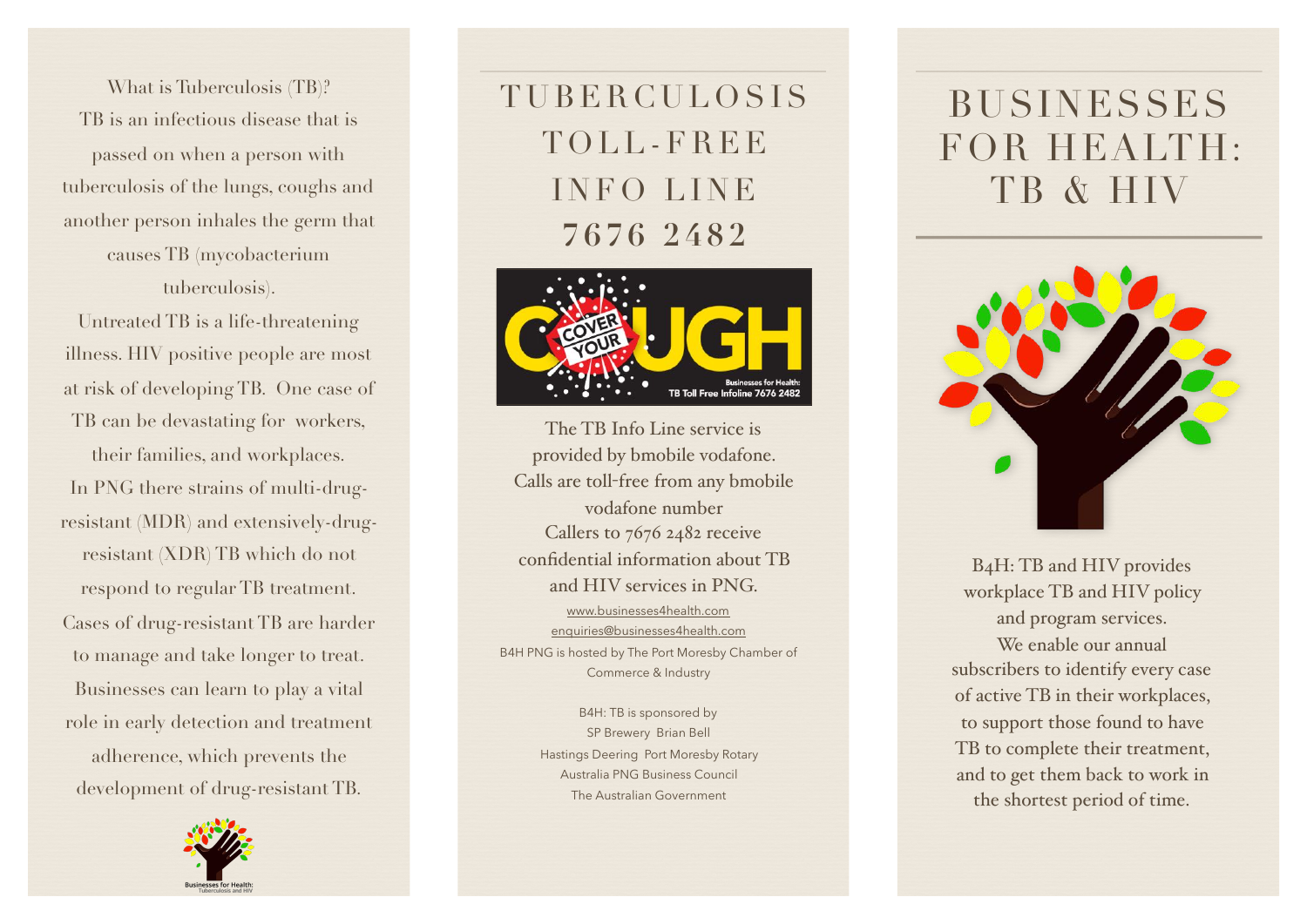What is Tuberculosis (TB)?

TB is an infectious disease that is passed on when a person with tuberculosis of the lungs, coughs and another person inhales the germ that causes TB (mycobacterium tuberculosis).

Untreated TB is a life-threatening illness. HIV positive people are most at risk of developing TB. One case of TB can be devastating for workers, their families, and workplaces.

In PNG there strains of multi-drug-resistant (MDR) and extensively-drug-resistant (XDR) TB which do not respond to regular TB treatment.

Cases of drug-resistant TB are harder to manage and take longer to treat.

Businesses can learn to play a vital role in early detection and treatment adherence, which prevents the development of drug-resistant TB.

Businesses for Health: Tuberculosis and HIV

# TUBERCULOSIS TOLL-FREE INFO LINE 7676 2482

COVER YOUR COUGH

Businesses for Health: TB Toll Free Infoline 7676 2482

The TB Info Line service is provided by bmobile vodafone. Calls are toll-free from any bmobile vodafone number

Callers to 7676 2482 receive confidential information about TB and HIV services in PNG.

www.businesses4health.com

enquiries@businesses4health.com

B4H PNG is hosted by The Port Moresby Chamber of Commerce & Industry

B4H: TB is sponsored by
SP Brewery Brian Bell
Hastings Deering Port Moresby Rotary
Australia PNG Business Council
The Australian Government

# BUSINESSES FOR HEALTH: TB & HIV

B4H: TB and HIV provides workplace TB and HIV policy and program services.

We enable our annual subscribers to identify every case of active TB in their workplaces, to support those found to have TB to complete their treatment, and to get them back to work in the shortest period of time.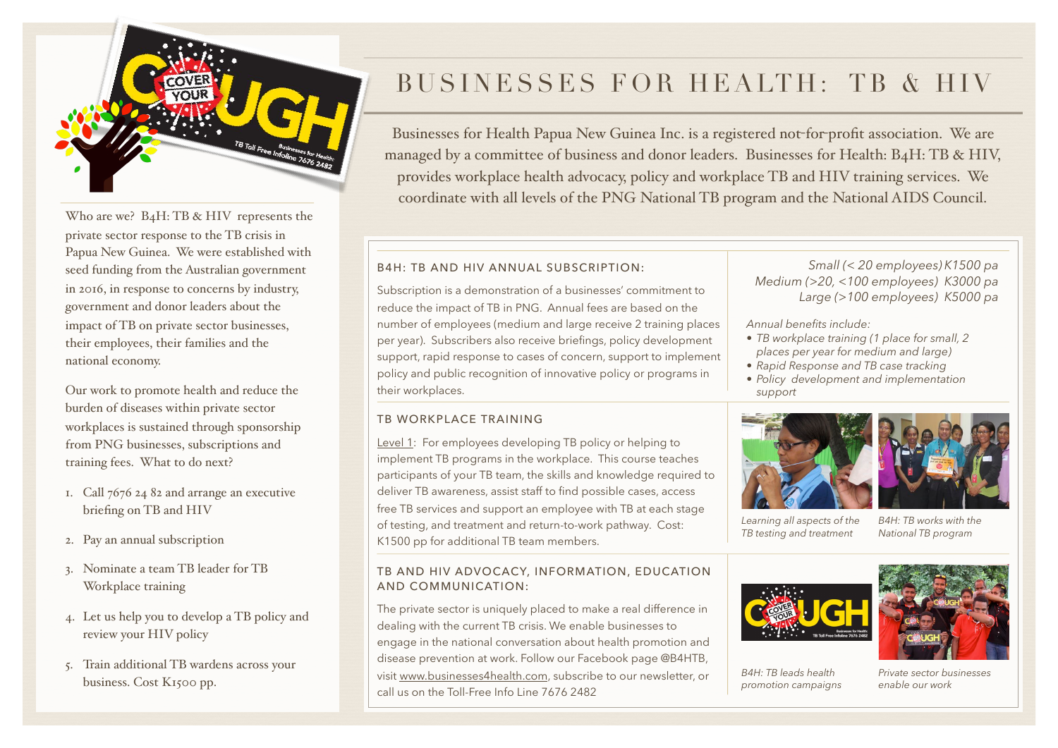# BUSINESSES FOR HEALTH: TB & HIV

Businesses for Health Papua New Guinea Inc. is a registered not-for-profit association. We are managed by a committee of business and donor leaders. Businesses for Health: B4H: TB & HIV, provides workplace health advocacy, policy and workplace TB and HIV training services. We coordinate with all levels of the PNG National TB program and the National AIDS Council.

Who are we? B4H: TB & HIV represents the private sector response to the TB crisis in Papua New Guinea. We were established with seed funding from the Australian government in 2016, in response to concerns by industry, government and donor leaders about the impact of TB on private sector businesses, their employees, their families and the national economy.

Our work to promote health and reduce the burden of diseases within private sector workplaces is sustained through sponsorship from PNG businesses, subscriptions and training fees. What to do next?

1. Call 7676 24 82 and arrange an executive briefing on TB and HIV
2. Pay an annual subscription
3. Nominate a team TB leader for TB Workplace training
4. Let us help you to develop a TB policy and review your HIV policy
5. Train additional TB wardens across your business. Cost K1500 pp.

## B4H: TB AND HIV ANNUAL SUBSCRIPTION:

Subscription is a demonstration of a businesses' commitment to reduce the impact of TB in PNG. Annual fees are based on the number of employees (medium and large receive 2 training places per year). Subscribers also receive briefings, policy development support, rapid response to cases of concern, support to implement policy and public recognition of innovative policy or programs in their workplaces.

*Small (< 20 employees) K1500 pa*
*Medium (>20, <100 employees) K3000 pa*
*Large (>100 employees) K5000 pa*

*Annual benefits include:*

- *TB workplace training (1 place for small, 2 places per year for medium and large)*
- *Rapid Response and TB case tracking*
- *Policy development and implementation support*

## TB WORKPLACE TRAINING

Level 1: For employees developing TB policy or helping to implement TB programs in the workplace. This course teaches participants of your TB team, the skills and knowledge required to deliver TB awareness, assist staff to find possible cases, access free TB services and support an employee with TB at each stage of testing, and treatment and return-to-work pathway. Cost: K1500 pp for additional TB team members.

*Learning all aspects of the TB testing and treatment*

*B4H: TB works with the National TB program*

## TB AND HIV ADVOCACY, INFORMATION, EDUCATION AND COMMUNICATION:

The private sector is uniquely placed to make a real difference in dealing with the current TB crisis. We enable businesses to engage in the national conversation about health promotion and disease prevention at work. Follow our Facebook page @B4HTB, visit www.businesses4health.com, subscribe to our newsletter, or call us on the Toll-Free Info Line 7676 2482

*B4H: TB leads health promotion campaigns*

*Private sector businesses enable our work*